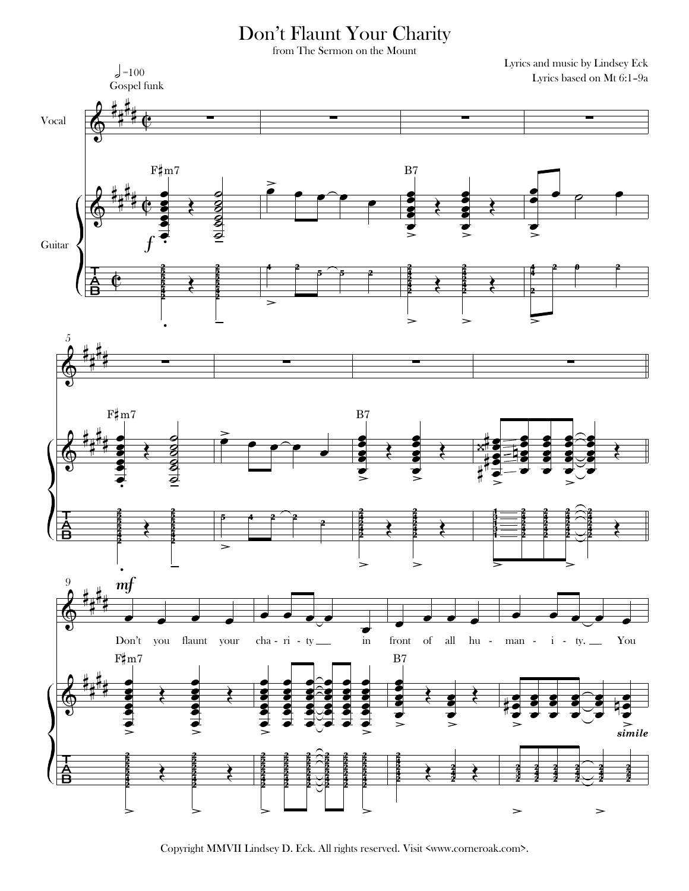# Don't Flaunt Your Charity

from The Sermon on the Mount

Lyrics and music by Lindsey Eck

Lyrics based on Mt 6:1–9a

Copyright MMVII Lindsey D. Eck. All rights reserved. Visit <www.corneroak.com>.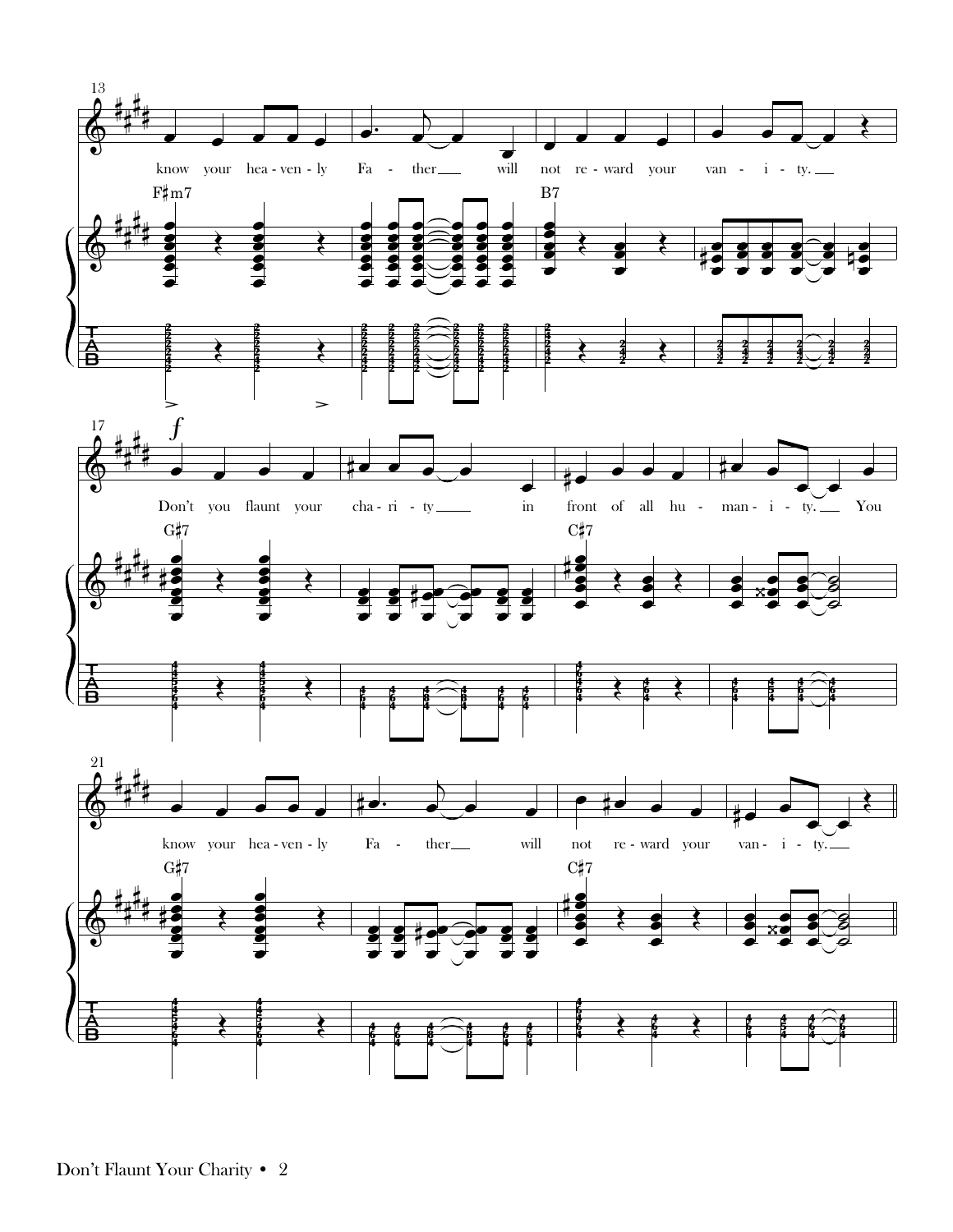13

know your hea - ven - ly Fa - ther will not re - ward your van - i - ty.

F♯m7 B7

17

*f*

Don't you flaunt your cha - ri - ty in front of all hu - man - i - ty. You

G♯7 C♯7

21

know your hea - ven - ly Fa - ther will not re - ward your van - i - ty.

G♯7 C♯7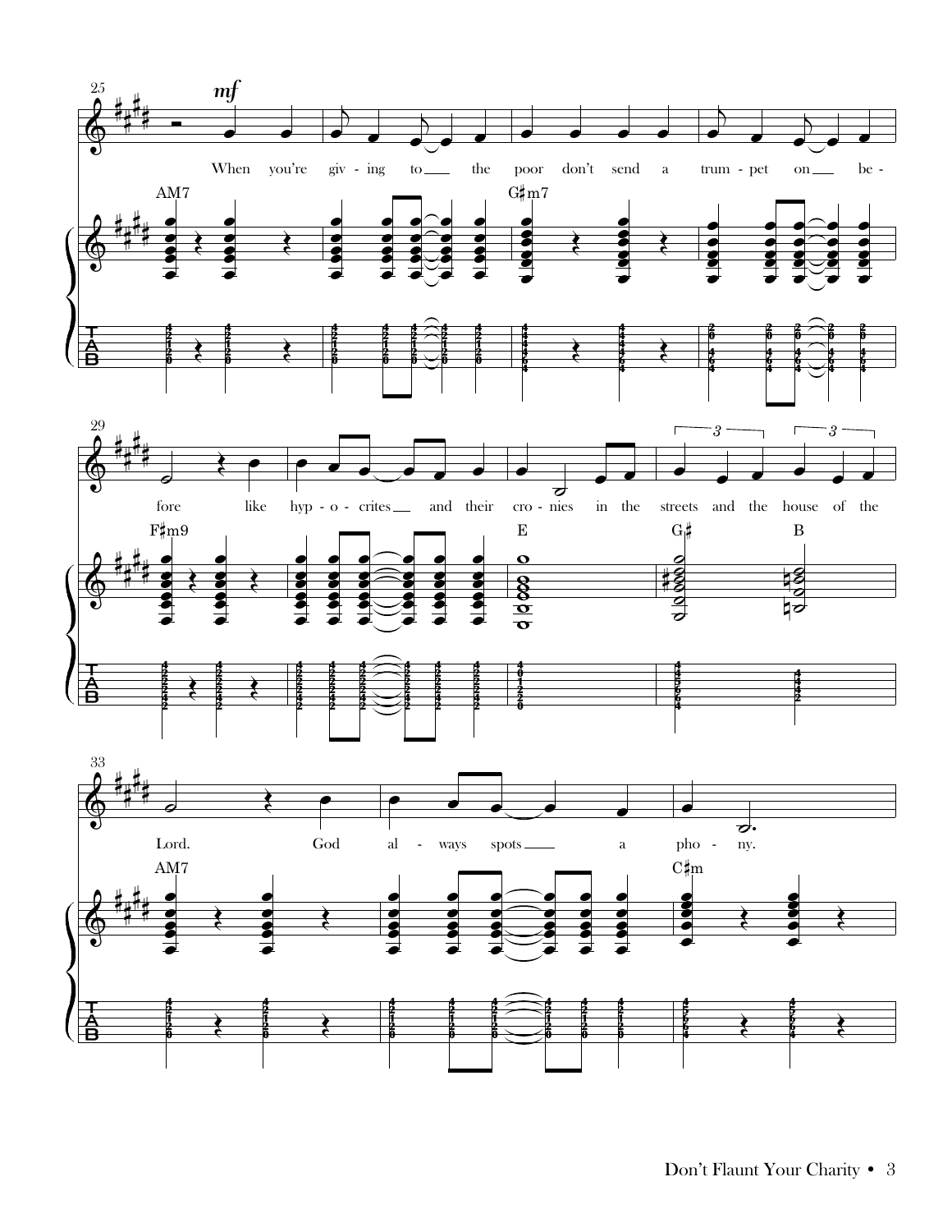25

*mf*

When you're giv - ing to ___ the poor don't send a trum - pet on ___ be -

AM7 G♯m7

29

fore like hyp - o - crites ___ and their cro - nies in the streets and the house of the

F♯m9 E G♯ B

33

Lord. God al - ways spots ___ a pho - ny.

AM7 C♯m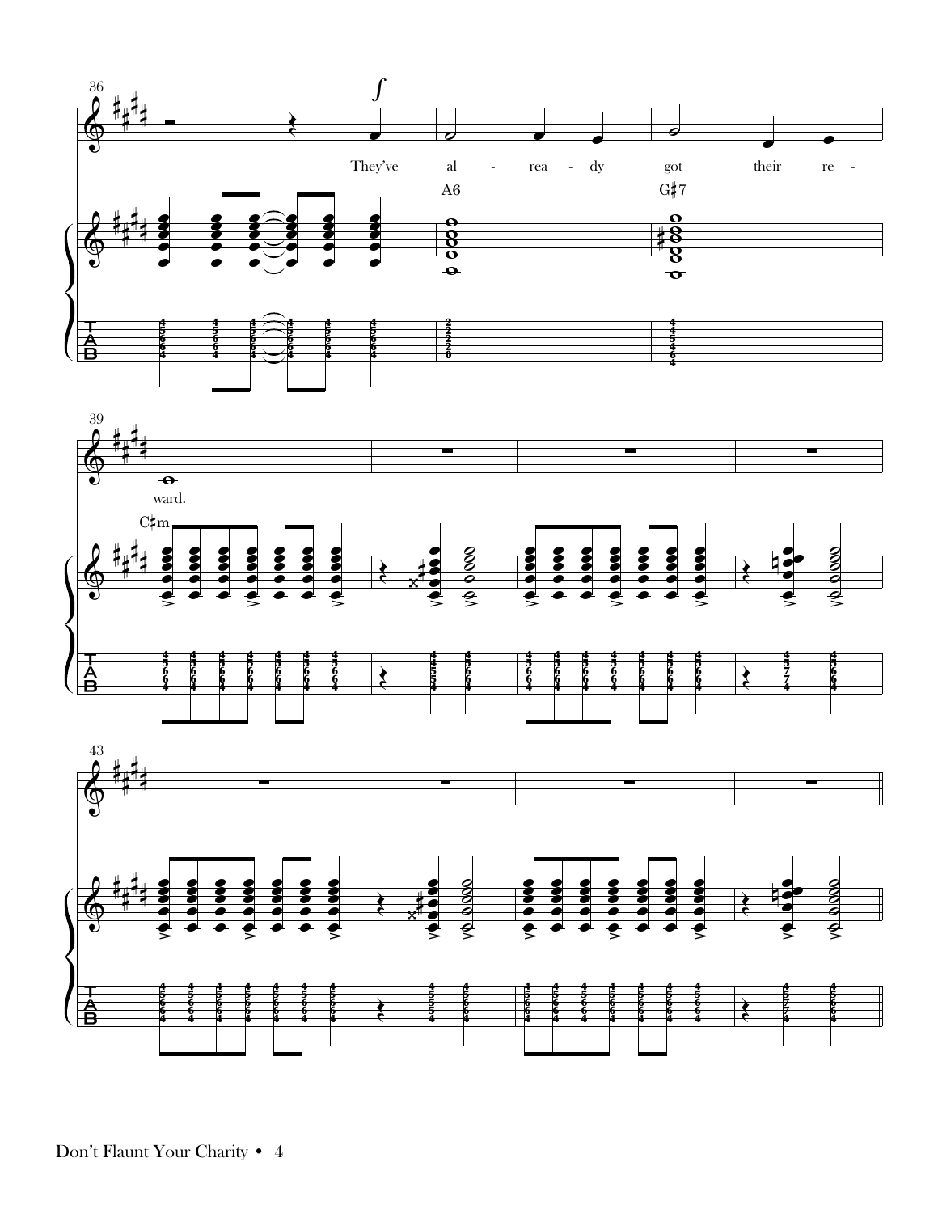36

*f*

They've al - rea - dy got their re - ward.

A6

G♯7

39

C♯m

43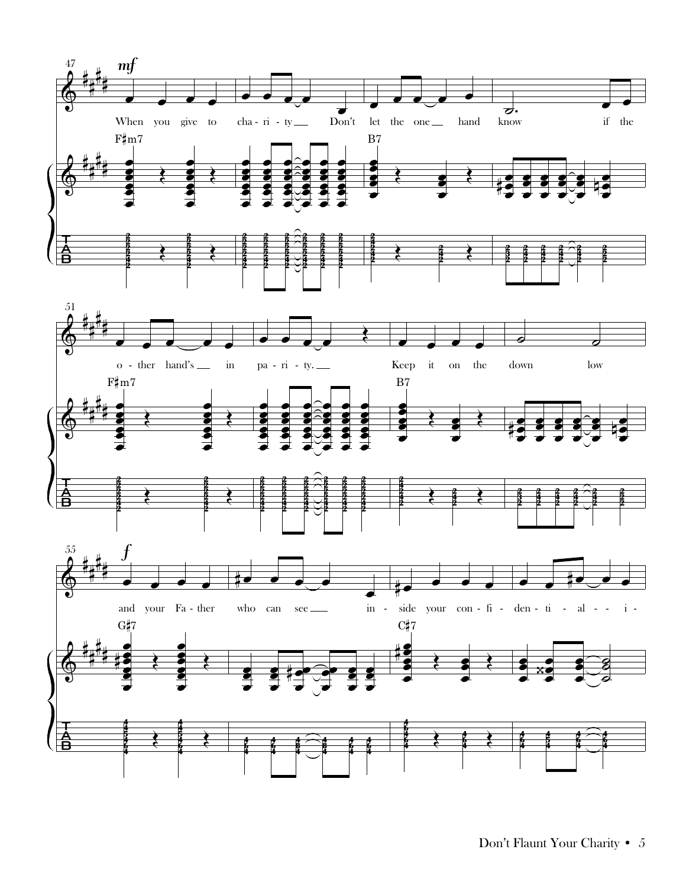47 *mf*

F♯m7 — B7

When you give to cha - ri - ty Don't let the one hand know if the

51

F♯m7 — B7

o - ther hand's in pa - ri - ty. Keep it on the down low

55 *f*

G♯7 — C♯7

and your Fa - ther who can see in - side your con - fi - den - ti - al - - i -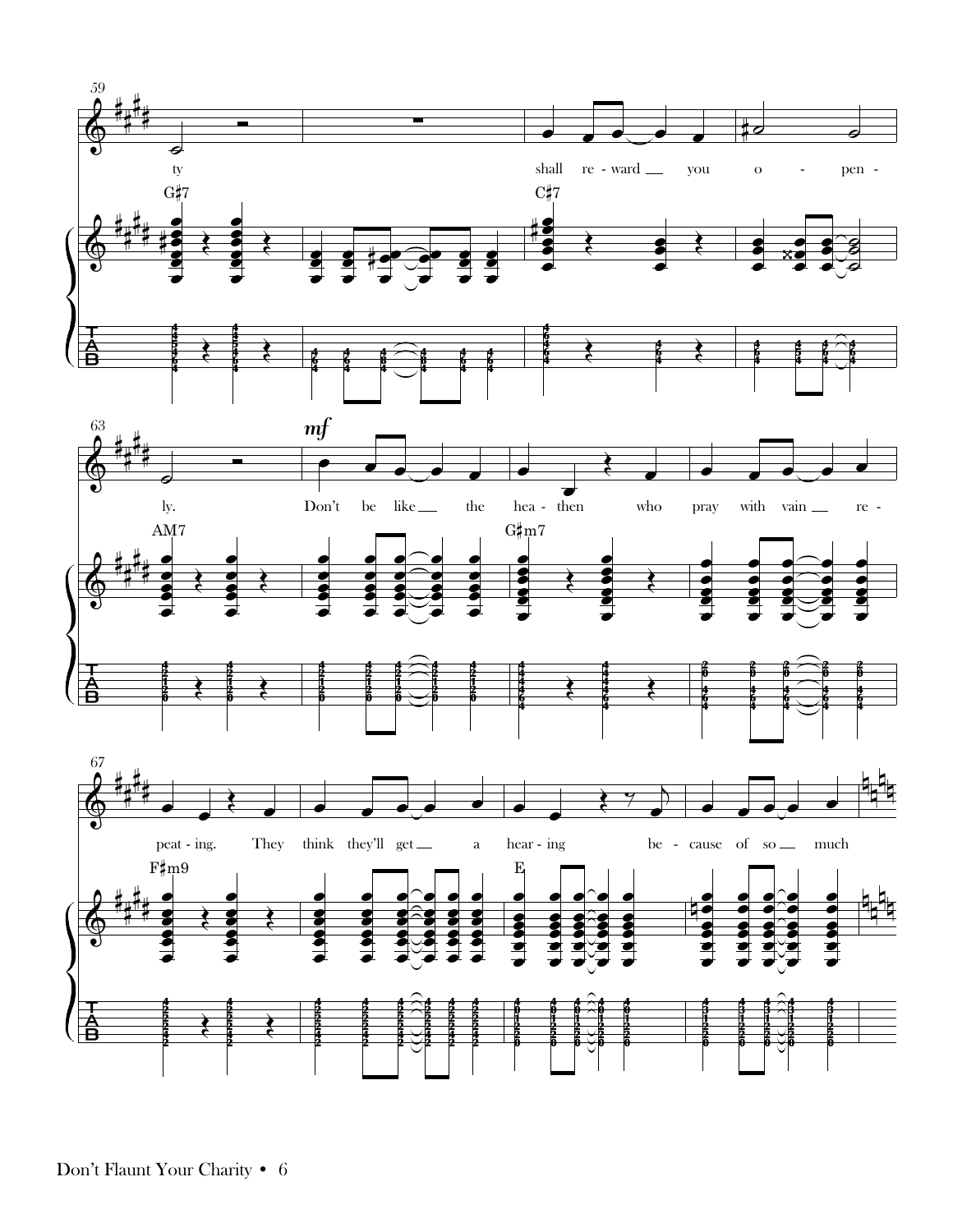59

ty

shall re - ward you o - pen -

G♯7 C♯7

63

*mf*

ly. Don't be like the hea - then who pray with vain re -

AM7 G♯m7

67

peat - ing. They think they'll get a hear - ing be - cause of so much

F♯m9 E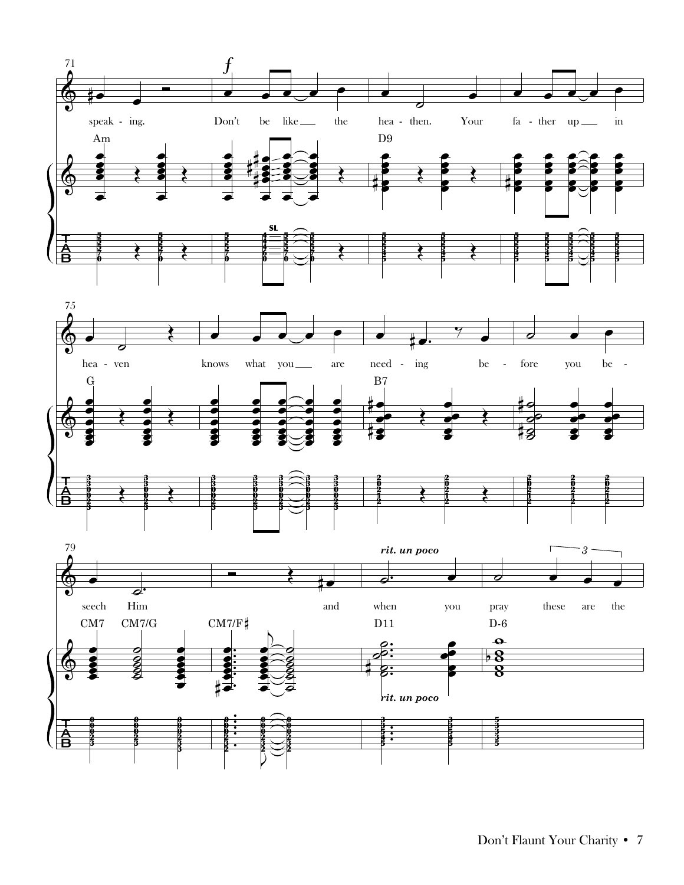71

*f*

speak - ing. Don't be like ___ the hea - then. Your fa - ther up ___ in

Am D9

75

hea - ven knows what you ___ are need - ing be - fore you be -

G B7

79

*rit. un poco*

seech Him and when you pray these are the

CM7 CM7/G CM7/F♯ D11 D-6

*rit. un poco*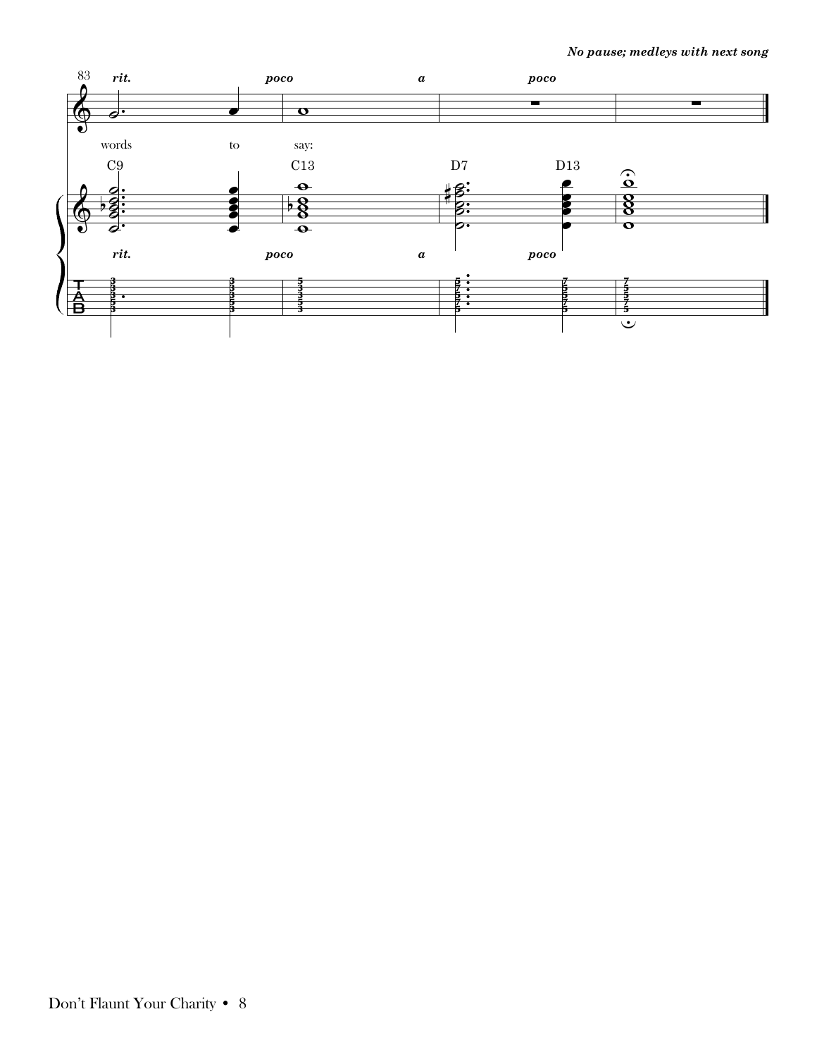*No pause; medleys with next song*

83

*rit.* *poco* *a* *poco*

words to say:

C9 C13 D7 D13